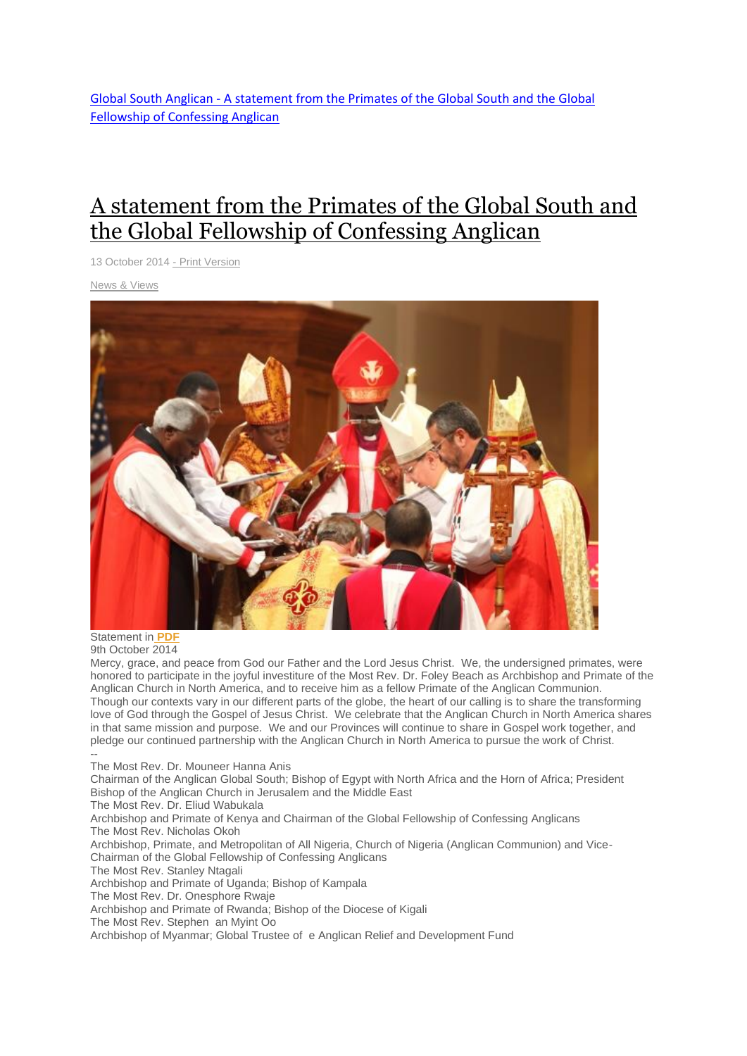[Global South Anglican - A statement from the Primates of the Global South and the Global Fellowship of Confessing Anglican]

# A statement from the Primates of the Global South and the Global Fellowship of Confessing Anglican

13 October 2014 - Print Version

News & Views

Statement in **PDF**
9th October 2014

Mercy, grace, and peace from God our Father and the Lord Jesus Christ. We, the undersigned primates, were honored to participate in the joyful investiture of the Most Rev. Dr. Foley Beach as Archbishop and Primate of the Anglican Church in North America, and to receive him as a fellow Primate of the Anglican Communion. Though our contexts vary in our different parts of the globe, the heart of our calling is to share the transforming love of God through the Gospel of Jesus Christ. We celebrate that the Anglican Church in North America shares in that same mission and purpose. We and our Provinces will continue to share in Gospel work together, and pledge our continued partnership with the Anglican Church in North America to pursue the work of Christ.

--

The Most Rev. Dr. Mouneer Hanna Anis
Chairman of the Anglican Global South; Bishop of Egypt with North Africa and the Horn of Africa; President Bishop of the Anglican Church in Jerusalem and the Middle East

The Most Rev. Dr. Eliud Wabukala
Archbishop and Primate of Kenya and Chairman of the Global Fellowship of Confessing Anglicans

The Most Rev. Nicholas Okoh
Archbishop, Primate, and Metropolitan of All Nigeria, Church of Nigeria (Anglican Communion) and Vice-Chairman of the Global Fellowship of Confessing Anglicans

The Most Rev. Stanley Ntagali
Archbishop and Primate of Uganda; Bishop of Kampala

The Most Rev. Dr. Onesphore Rwaje
Archbishop and Primate of Rwanda; Bishop of the Diocese of Kigali

The Most Rev. Stephen an Myint Oo
Archbishop of Myanmar; Global Trustee of e Anglican Relief and Development Fund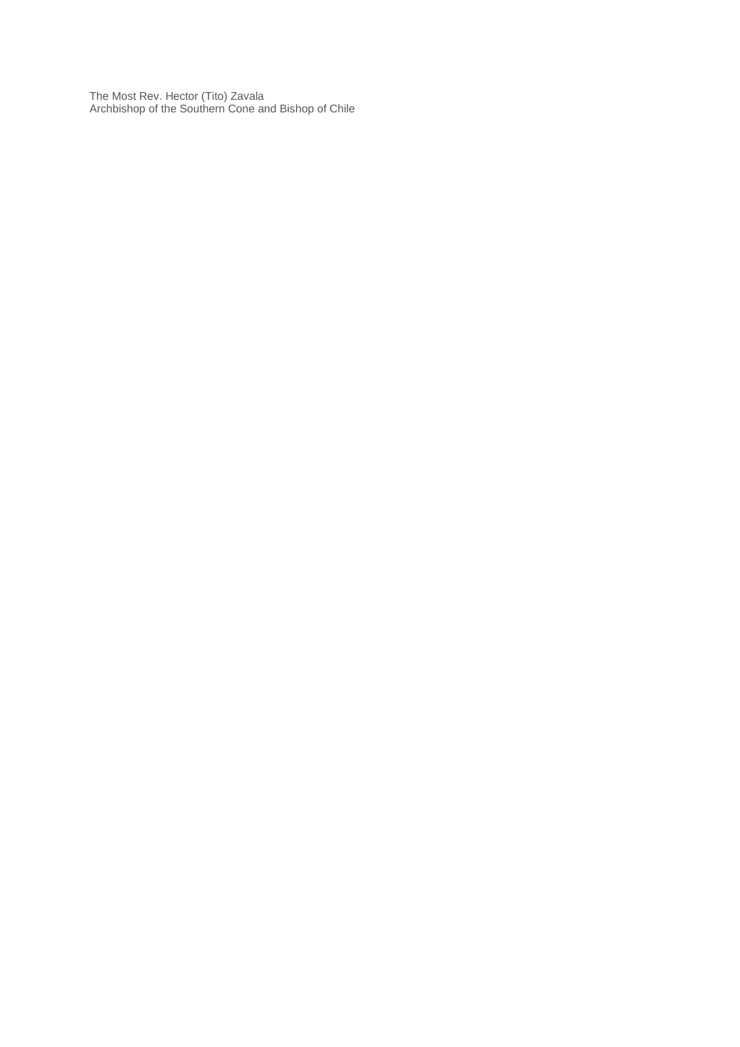The Most Rev. Hector (Tito) Zavala
Archbishop of the Southern Cone and Bishop of Chile